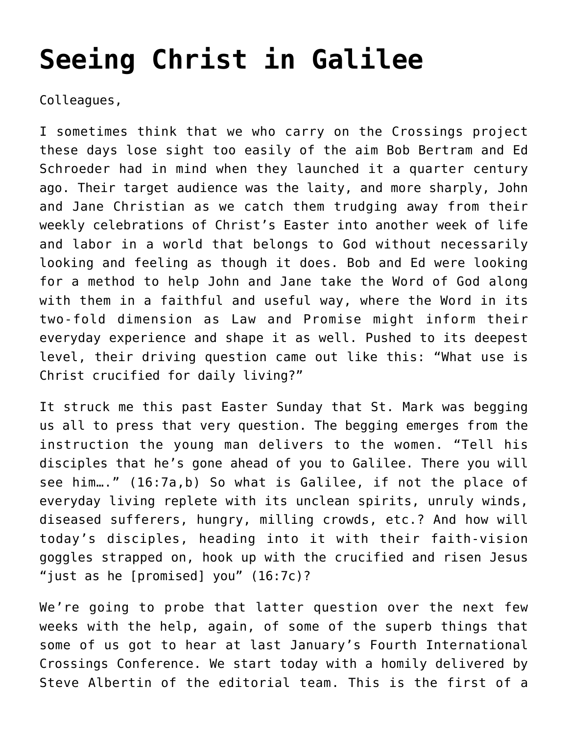# Seeing Christ in Galilee

Colleagues,

I sometimes think that we who carry on the Crossings project these days lose sight too easily of the aim Bob Bertram and Ed Schroeder had in mind when they launched it a quarter century ago. Their target audience was the laity, and more sharply, John and Jane Christian as we catch them trudging away from their weekly celebrations of Christ's Easter into another week of life and labor in a world that belongs to God without necessarily looking and feeling as though it does. Bob and Ed were looking for a method to help John and Jane take the Word of God along with them in a faithful and useful way, where the Word in its two-fold dimension as Law and Promise might inform their everyday experience and shape it as well. Pushed to its deepest level, their driving question came out like this: "What use is Christ crucified for daily living?"

It struck me this past Easter Sunday that St. Mark was begging us all to press that very question. The begging emerges from the instruction the young man delivers to the women. "Tell his disciples that he's gone ahead of you to Galilee. There you will see him…." (16:7a,b) So what is Galilee, if not the place of everyday living replete with its unclean spirits, unruly winds, diseased sufferers, hungry, milling crowds, etc.? And how will today's disciples, heading into it with their faith-vision goggles strapped on, hook up with the crucified and risen Jesus "just as he [promised] you" (16:7c)?

We're going to probe that latter question over the next few weeks with the help, again, of some of the superb things that some of us got to hear at last January's Fourth International Crossings Conference. We start today with a homily delivered by Steve Albertin of the editorial team. This is the first of a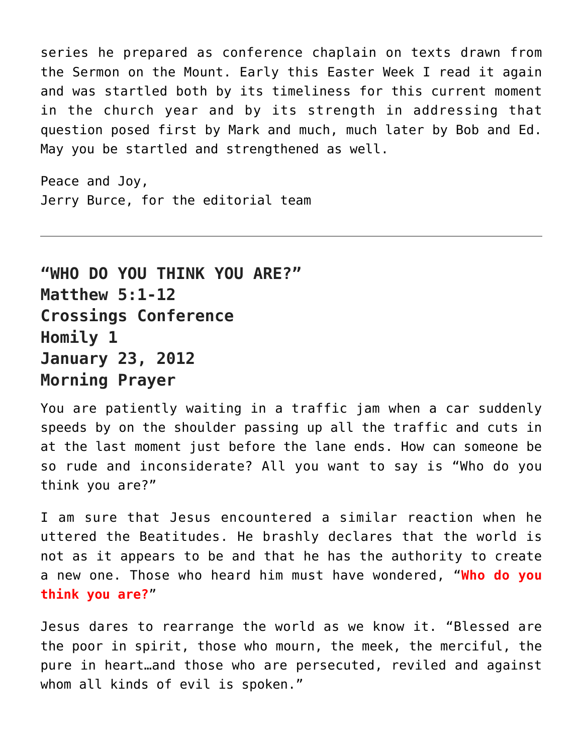series he prepared as conference chaplain on texts drawn from the Sermon on the Mount. Early this Easter Week I read it again and was startled both by its timeliness for this current moment in the church year and by its strength in addressing that question posed first by Mark and much, much later by Bob and Ed. May you be startled and strengthened as well.

Peace and Joy,
Jerry Burce, for the editorial team

---

## "WHO DO YOU THINK YOU ARE?"
## Matthew 5:1-12
## Crossings Conference
## Homily 1
## January 23, 2012
## Morning Prayer

You are patiently waiting in a traffic jam when a car suddenly speeds by on the shoulder passing up all the traffic and cuts in at the last moment just before the lane ends. How can someone be so rude and inconsiderate? All you want to say is "Who do you think you are?"

I am sure that Jesus encountered a similar reaction when he uttered the Beatitudes. He brashly declares that the world is not as it appears to be and that he has the authority to create a new one. Those who heard him must have wondered, "**Who do you think you are?**"

Jesus dares to rearrange the world as we know it. "Blessed are the poor in spirit, those who mourn, the meek, the merciful, the pure in heart…and those who are persecuted, reviled and against whom all kinds of evil is spoken."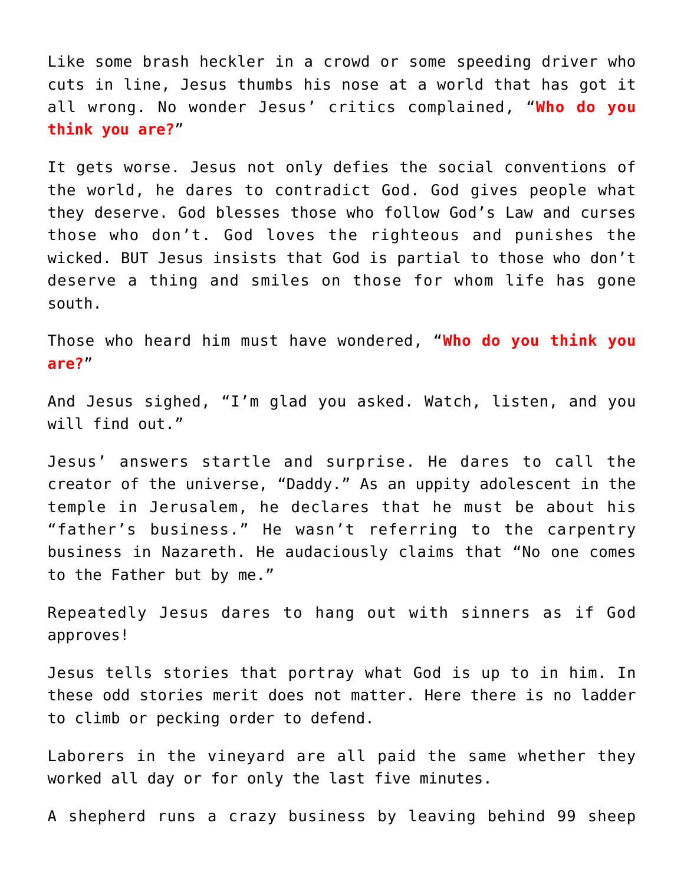Like some brash heckler in a crowd or some speeding driver who cuts in line, Jesus thumbs his nose at a world that has got it all wrong. No wonder Jesus' critics complained, "**Who do you think you are?**"

It gets worse. Jesus not only defies the social conventions of the world, he dares to contradict God. God gives people what they deserve. God blesses those who follow God's Law and curses those who don't. God loves the righteous and punishes the wicked. BUT Jesus insists that God is partial to those who don't deserve a thing and smiles on those for whom life has gone south.

Those who heard him must have wondered, "**Who do you think you are?**"

And Jesus sighed, "I'm glad you asked. Watch, listen, and you will find out."

Jesus' answers startle and surprise. He dares to call the creator of the universe, "Daddy." As an uppity adolescent in the temple in Jerusalem, he declares that he must be about his "father's business." He wasn't referring to the carpentry business in Nazareth. He audaciously claims that "No one comes to the Father but by me."

Repeatedly Jesus dares to hang out with sinners as if God approves!

Jesus tells stories that portray what God is up to in him. In these odd stories merit does not matter. Here there is no ladder to climb or pecking order to defend.

Laborers in the vineyard are all paid the same whether they worked all day or for only the last five minutes.

A shepherd runs a crazy business by leaving behind 99 sheep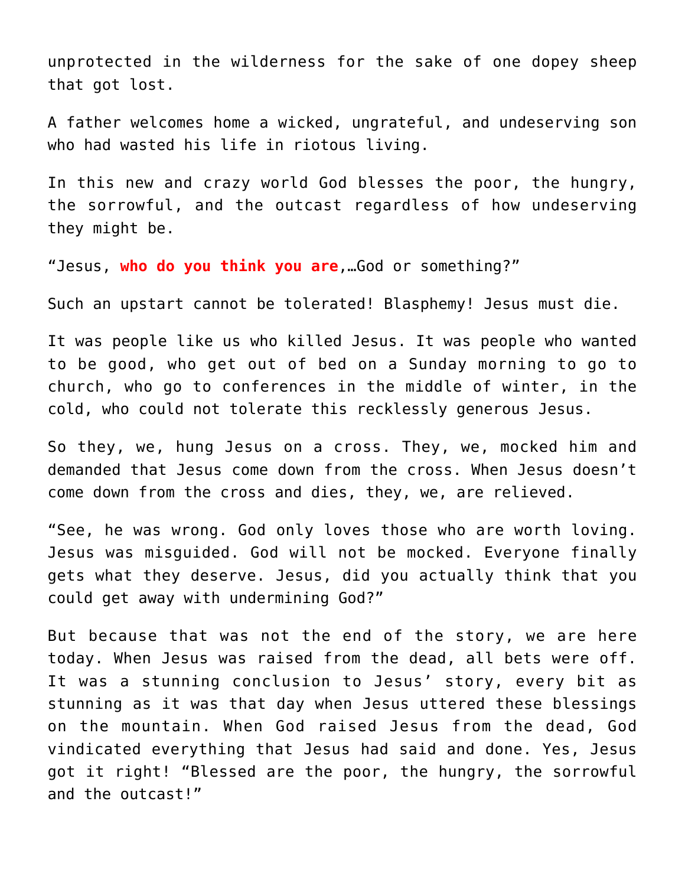unprotected in the wilderness for the sake of one dopey sheep that got lost.

A father welcomes home a wicked, ungrateful, and undeserving son who had wasted his life in riotous living.

In this new and crazy world God blesses the poor, the hungry, the sorrowful, and the outcast regardless of how undeserving they might be.

"Jesus, **who do you think you are**,…God or something?"

Such an upstart cannot be tolerated! Blasphemy! Jesus must die.

It was people like us who killed Jesus. It was people who wanted to be good, who get out of bed on a Sunday morning to go to church, who go to conferences in the middle of winter, in the cold, who could not tolerate this recklessly generous Jesus.

So they, we, hung Jesus on a cross. They, we, mocked him and demanded that Jesus come down from the cross. When Jesus doesn't come down from the cross and dies, they, we, are relieved.

"See, he was wrong. God only loves those who are worth loving. Jesus was misguided. God will not be mocked. Everyone finally gets what they deserve. Jesus, did you actually think that you could get away with undermining God?"

But because that was not the end of the story, we are here today. When Jesus was raised from the dead, all bets were off. It was a stunning conclusion to Jesus' story, every bit as stunning as it was that day when Jesus uttered these blessings on the mountain. When God raised Jesus from the dead, God vindicated everything that Jesus had said and done. Yes, Jesus got it right! "Blessed are the poor, the hungry, the sorrowful and the outcast!"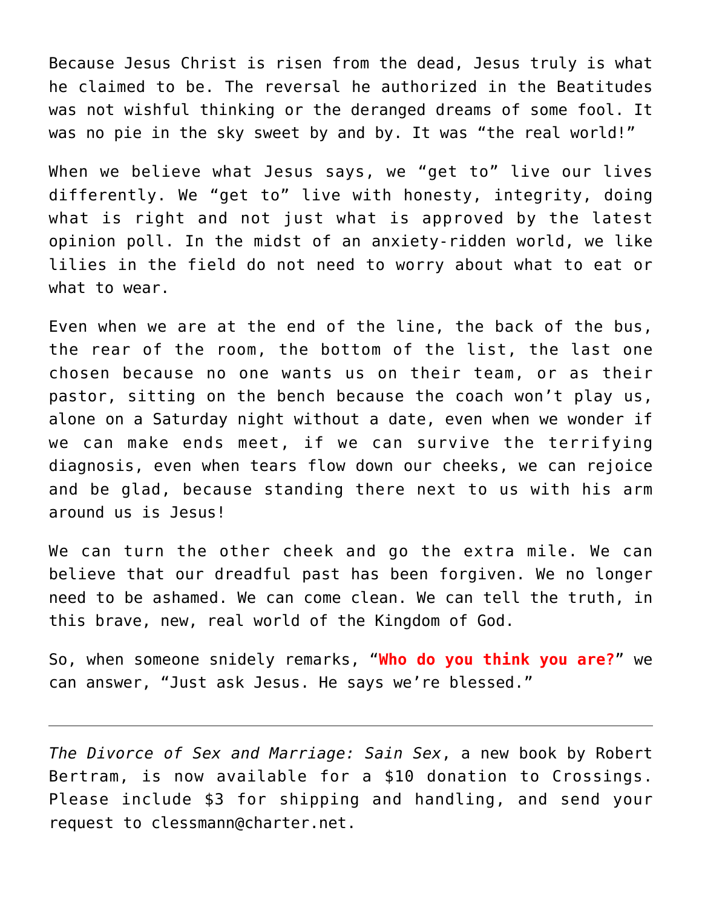Because Jesus Christ is risen from the dead, Jesus truly is what he claimed to be. The reversal he authorized in the Beatitudes was not wishful thinking or the deranged dreams of some fool. It was no pie in the sky sweet by and by. It was "the real world!"

When we believe what Jesus says, we "get to" live our lives differently. We "get to" live with honesty, integrity, doing what is right and not just what is approved by the latest opinion poll. In the midst of an anxiety-ridden world, we like lilies in the field do not need to worry about what to eat or what to wear.

Even when we are at the end of the line, the back of the bus, the rear of the room, the bottom of the list, the last one chosen because no one wants us on their team, or as their pastor, sitting on the bench because the coach won't play us, alone on a Saturday night without a date, even when we wonder if we can make ends meet, if we can survive the terrifying diagnosis, even when tears flow down our cheeks, we can rejoice and be glad, because standing there next to us with his arm around us is Jesus!

We can turn the other cheek and go the extra mile. We can believe that our dreadful past has been forgiven. We no longer need to be ashamed. We can come clean. We can tell the truth, in this brave, new, real world of the Kingdom of God.

So, when someone snidely remarks, "**Who do you think you are?**" we can answer, "Just ask Jesus. He says we're blessed."

---

*The Divorce of Sex and Marriage: Sain Sex*, a new book by Robert Bertram, is now available for a $10 donation to Crossings. Please include $3 for shipping and handling, and send your request to clessmann@charter.net.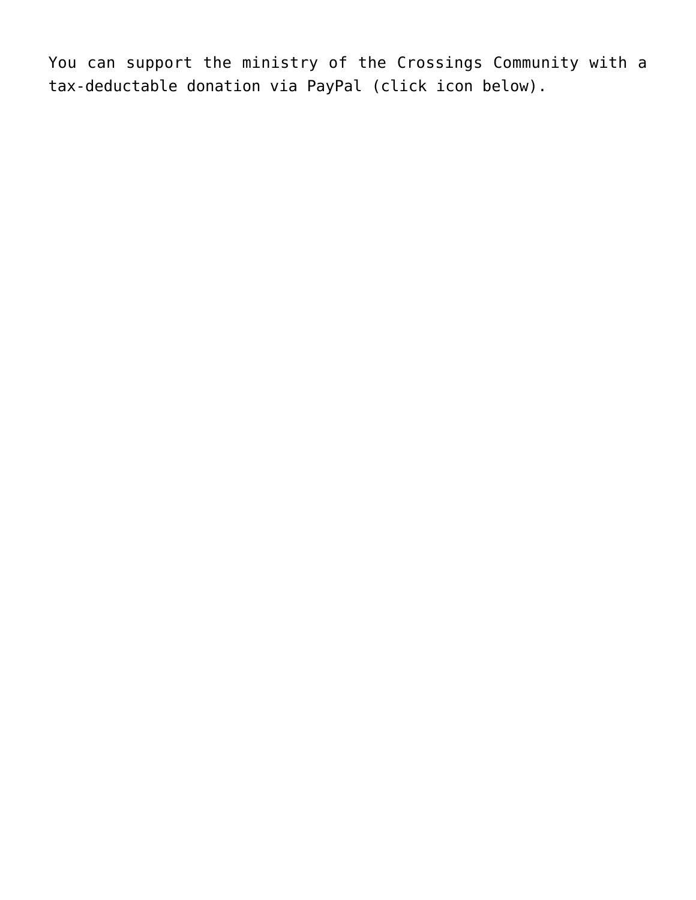You can support the ministry of the Crossings Community with a tax-deductable donation via PayPal (click icon below).